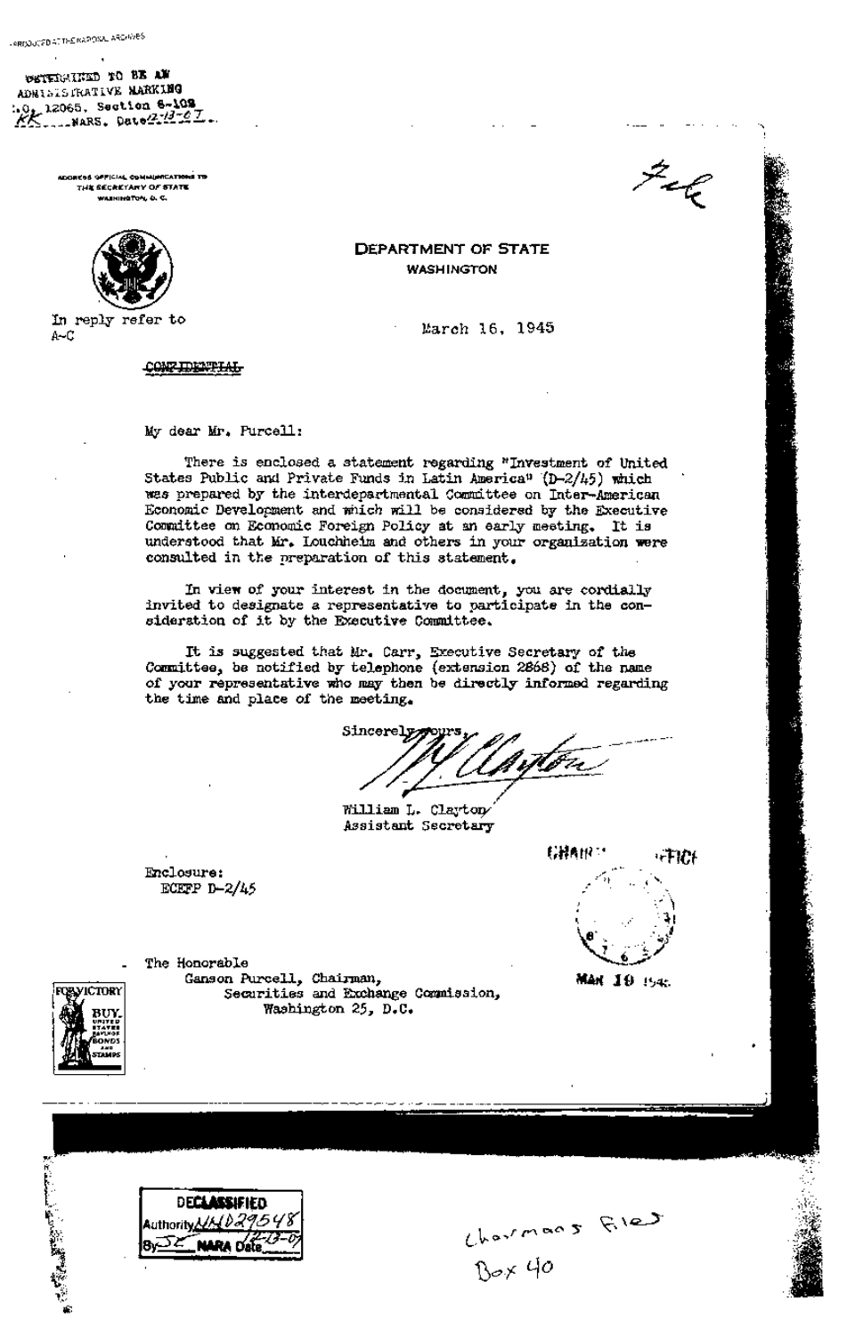REPRODUCED AT THE NATIONAL ARCHIVES

DETERMINED TO BE AN ADMINISTRATIVE MARKING E.O. 12065, Section 6-102 KK NARS, Date 2-13-67

ADDRESS OFFICIAL COMMUNICATIONS TO THE SECRETARY OF STATE WASHINGTON, D. C.

File

**DEPARTMENT OF STATE**
**WASHINGTON**

In reply refer to
A-C

March 16, 1945

~~CONFIDENTIAL~~

My dear Mr. Purcell:

There is enclosed a statement regarding "Investment of United States Public and Private Funds in Latin America" (D-2/45) which was prepared by the interdepartmental Committee on Inter-American Economic Development and which will be considered by the Executive Committee on Economic Foreign Policy at an early meeting. It is understood that Mr. Louchheim and others in your organization were consulted in the preparation of this statement.

In view of your interest in the document, you are cordially invited to designate a representative to participate in the consideration of it by the Executive Committee.

It is suggested that Mr. Carr, Executive Secretary of the Committee, be notified by telephone (extension 2868) of the name of your representative who may then be directly informed regarding the time and place of the meeting.

Sincerely yours,

W. L. Clayton

William L. Clayton
Assistant Secretary

CHAIRMAN'S OFFICE
MAR 19 1945

Enclosure:
ECEFP D-2/45

The Honorable
Ganson Purcell, Chairman,
Securities and Exchange Commission,
Washington 25, D.C.

FOR VICTORY BUY UNITED STATES SAVINGS BONDS AND STAMPS

DECLASSIFIED
Authority NND29548
By JC NARA Date 12-13-07

Chairman's File
Box 40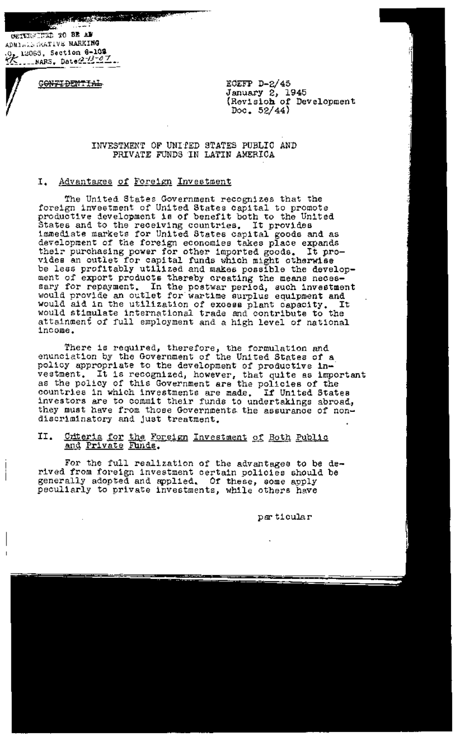DETERMINED TO BE AN ADMINISTRATIVE MARKING
E.O. 12065, Section 6-102
____NARS, Date 2-13-07

~~CONFIDENTIAL~~

ECEFP D-2/45
January 2, 1945
(Revision of Development Doc. 52/44)

# INVESTMENT OF UNITED STATES PUBLIC AND PRIVATE FUNDS IN LATIN AMERICA

## I. Advantages of Foreign Investment

The United States Government recognizes that the foreign investment of United States capital to promote productive development is of benefit both to the United States and to the receiving countries. It provides immediate markets for United States capital goods and as development of the foreign economies takes place expands their purchasing power for other imported goods. It provides an outlet for capital funds which might otherwise be less profitably utilized and makes possible the development of export products thereby creating the means necessary for repayment. In the postwar period, such investment would provide an outlet for wartime surplus equipment and would aid in the utilization of excess plant capacity. It would stimulate international trade and contribute to the attainment of full employment and a high level of national income.

There is required, therefore, the formulation and enunciation by the Government of the United States of a policy appropriate to the development of productive investment. It is recognized, however, that quite as important as the policy of this Government are the policies of the countries in which investments are made. If United States investors are to commit their funds to undertakings abroad, they must have from those Governments the assurance of non-discriminatory and just treatment.

## II. Criteria for the Foreign Investment of Both Public and Private Funds.

For the full realization of the advantages to be derived from foreign investment certain policies should be generally adopted and applied. Of these, some apply peculiarly to private investments, while others have

particular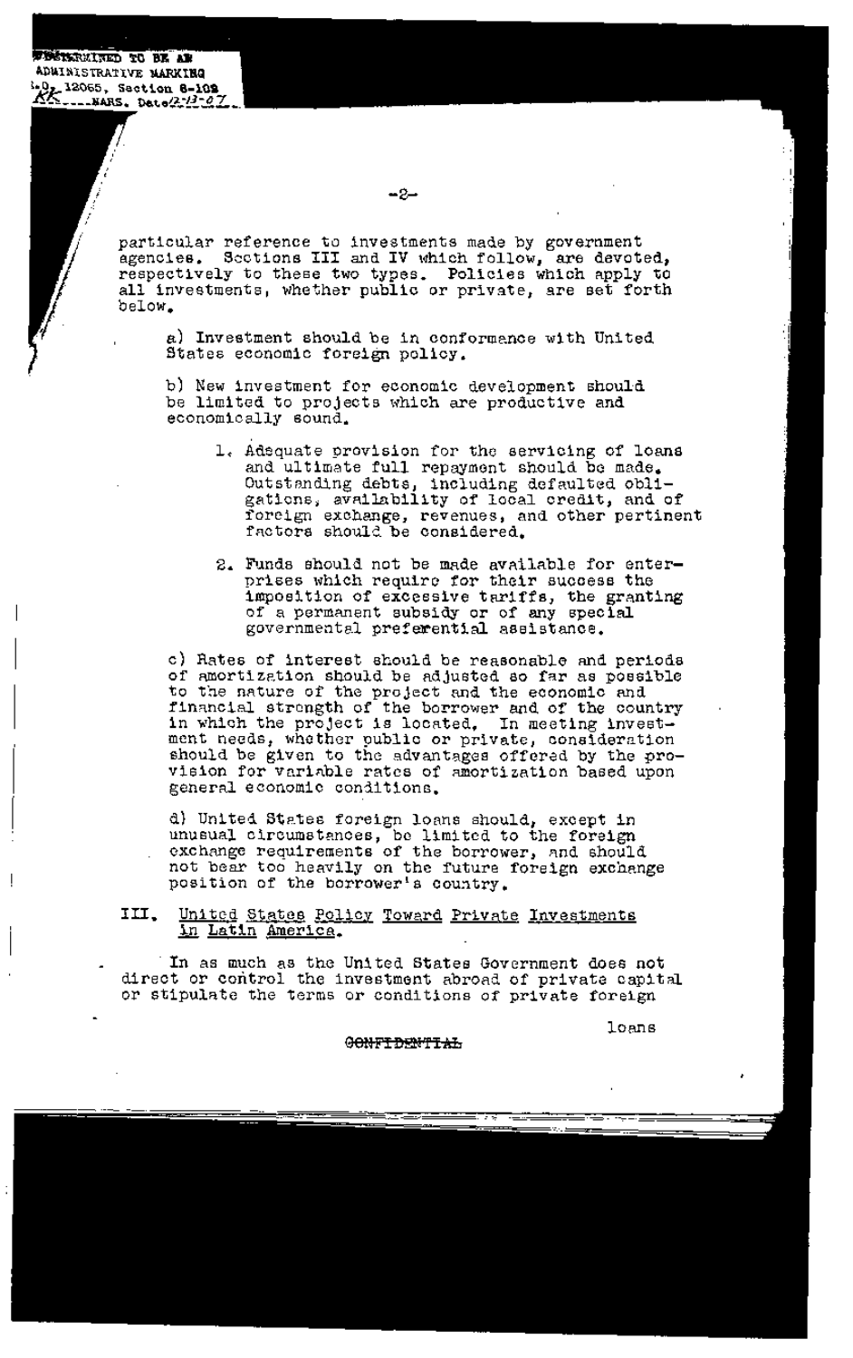particular reference to investments made by government agencies. Sections III and IV which follow, are devoted, respectively to these two types. Policies which apply to all investments, whether public or private, are set forth below.

a) Investment should be in conformance with United States economic foreign policy.

b) New investment for economic development should be limited to projects which are productive and economically sound.

1. Adequate provision for the servicing of loans and ultimate full repayment should be made. Outstanding debts, including defaulted obligations, availability of local credit, and of foreign exchange, revenues, and other pertinent factors should be considered.

2. Funds should not be made available for enterprises which require for their success the imposition of excessive tariffs, the granting of a permanent subsidy or of any special governmental preferential assistance.

c) Rates of interest should be reasonable and periods of amortization should be adjusted so far as possible to the nature of the project and the economic and financial strength of the borrower and of the country in which the project is located. In meeting investment needs, whether public or private, consideration should be given to the advantages offered by the provision for variable rates of amortization based upon general economic conditions.

d) United States foreign loans should, except in unusual circumstances, be limited to the foreign exchange requirements of the borrower, and should not bear too heavily on the future foreign exchange position of the borrower's country.

## III. United States Policy Toward Private Investments in Latin America.

In as much as the United States Government does not direct or control the investment abroad of private capital or stipulate the terms or conditions of private foreign loans

~~CONFIDENTIAL~~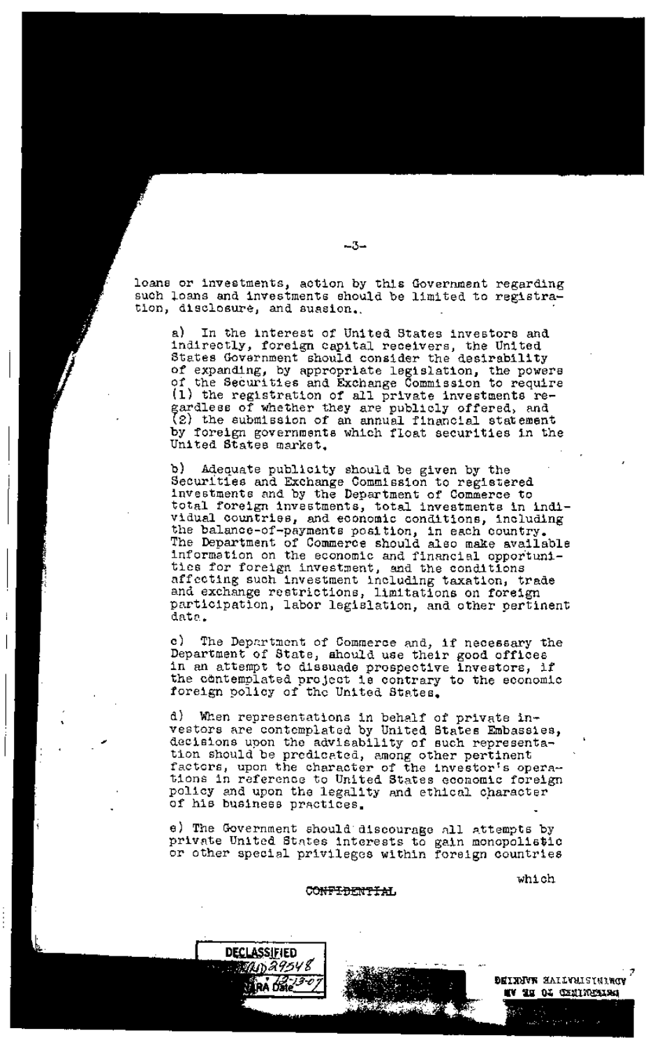loans or investments, action by this Government regarding such loans and investments should be limited to registration, disclosure, and suasion.

a) In the interest of United States investors and indirectly, foreign capital receivers, the United States Government should consider the desirability of expanding, by appropriate legislation, the powers of the Securities and Exchange Commission to require (1) the registration of all private investments regardless of whether they are publicly offered, and (2) the submission of an annual financial statement by foreign governments which float securities in the United States market.

b) Adequate publicity should be given by the Securities and Exchange Commission to registered investments and by the Department of Commerce to total foreign investments, total investments in individual countries, and economic conditions, including the balance-of-payments position, in each country. The Department of Commerce should also make available information on the economic and financial opportunities for foreign investment, and the conditions affecting such investment including taxation, trade and exchange restrictions, limitations on foreign participation, labor legislation, and other pertinent data.

c) The Department of Commerce and, if necessary the Department of State, should use their good offices in an attempt to dissuade prospective investors, if the contemplated project is contrary to the economic foreign policy of the United States.

d) When representations in behalf of private investors are contemplated by United States Embassies, decisions upon the advisability of such representation should be predicated, among other pertinent factors, upon the character of the investor's operations in reference to United States economic foreign policy and upon the legality and ethical character of his business practices.

e) The Government should discourage all attempts by private United States interests to gain monopolistic or other special privileges within foreign countries which

~~CONFIDENTIAL~~

DECLASSIFIED
NND 29548
NARA Date 12-13-07

REPRODUCED AT THE NATIONAL ARCHIVES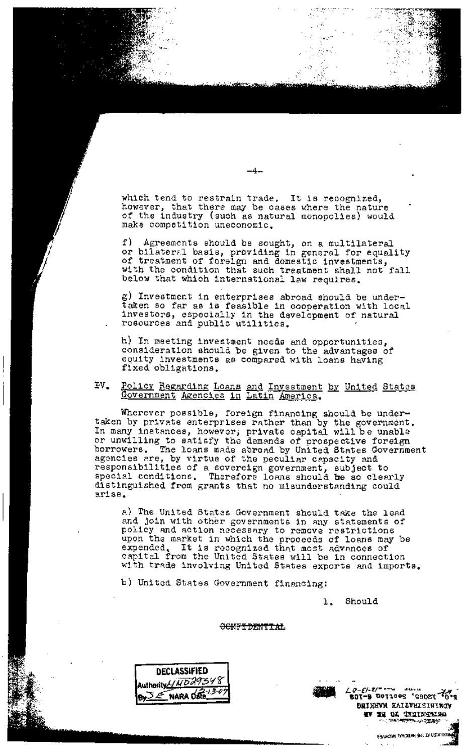which tend to restrain trade. It is recognized, however, that there may be cases where the nature of the industry (such as natural monopolies) would make competition uneconomic.

f) Agreements should be sought, on a multilateral or bilateral basis, providing in general for equality of treatment of foreign and domestic investments, with the condition that such treatment shall not fall below that which international law requires.

g) Investment in enterprises abroad should be undertaken so far as is feasible in cooperation with local investors, especially in the development of natural resources and public utilities.

h) In meeting investment needs and opportunities, consideration should be given to the advantages of equity investments as compared with loans having fixed obligations.

IV. Policy Regarding Loans and Investment by United States Government Agencies in Latin America.

Wherever possible, foreign financing should be undertaken by private enterprises rather than by the government. In many instances, however, private capital will be unable or unwilling to satisfy the demands of prospective foreign borrowers. The loans made abroad by United States Government agencies are, by virtue of the peculiar capacity and responsibilities of a sovereign government, subject to special conditions. Therefore loans should be so clearly distinguished from grants that no misunderstanding could arise.

a) The United States Government should take the lead and join with other governments in any statements of policy and action necessary to remove restrictions upon the market in which the proceeds of loans may be expended. It is recognized that most advances of capital from the United States will be in connection with trade involving United States exports and imports.

b) United States Government financing:

1. Should

~~CONFIDENTIAL~~

DECLASSIFIED
Authority NND29548
By SE NARA Date 12-13-07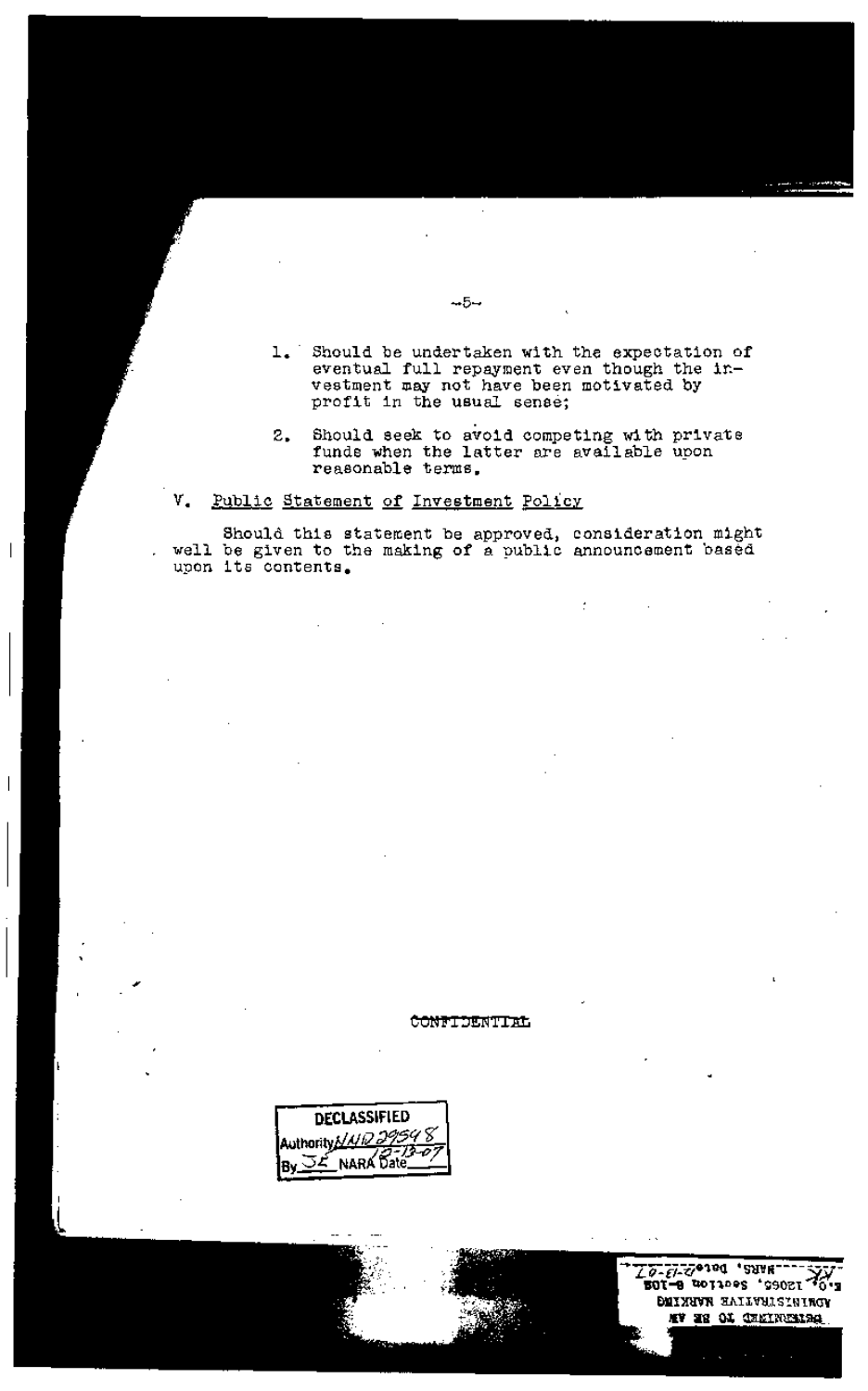1. Should be undertaken with the expectation of eventual full repayment even though the investment may not have been motivated by profit in the usual sense;

2. Should seek to avoid competing with private funds when the latter are available upon reasonable terms.

V. Public Statement of Investment Policy

Should this statement be approved, consideration might well be given to the making of a public announcement based upon its contents.

CONFIDENTIAL

DECLASSIFIED
Authority NND 29548
By JL NARA Date 12-13-07

REGRADED TO BE AN
ADMINISTRATIVE MARKING
E.O. 12065, Section 6-102
KK NARS, Date 12-13-07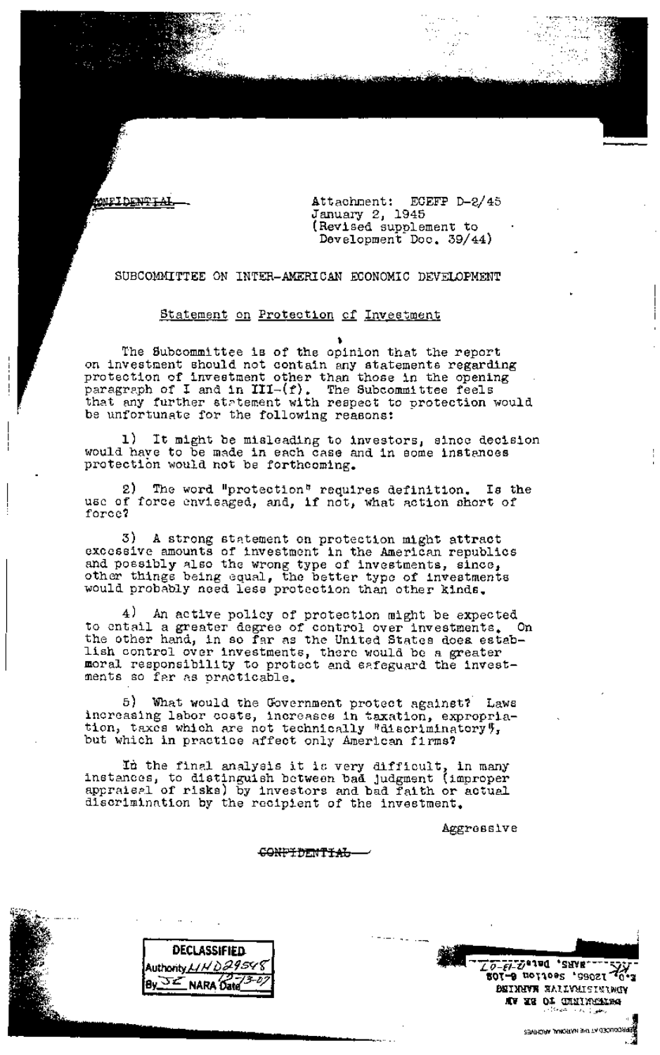CONFIDENTIAL

Attachment: ECEFP D-2/45
January 2, 1945
(Revised supplement to Development Doc. 39/44)

SUBCOMMITTEE ON INTER-AMERICAN ECONOMIC DEVELOPMENT

Statement on Protection of Investment

The Subcommittee is of the opinion that the report on investment should not contain any statements regarding protection of investment other than those in the opening paragraph of I and in III-(f). The Subcommittee feels that any further statement with respect to protection would be unfortunate for the following reasons:

1) It might be misleading to investors, since decision would have to be made in each case and in some instances protection would not be forthcoming.

2) The word "protection" requires definition. Is the use of force envisaged, and, if not, what action short of force?

3) A strong statement on protection might attract excessive amounts of investment in the American republics and possibly also the wrong type of investments, since, other things being equal, the better type of investments would probably need less protection than other kinds.

4) An active policy of protection might be expected to entail a greater degree of control over investments. On the other hand, in so far as the United States does establish control over investments, there would be a greater moral responsibility to protect and safeguard the investments so far as practicable.

5) What would the Government protect against? Laws increasing labor costs, increases in taxation, expropriation, taxes which are not technically "discriminatory", but which in practice affect only American firms?

In the final analysis it is very difficult, in many instances, to distinguish between bad judgment (improper appraisal of risks) by investors and bad faith or actual discrimination by the recipient of the investment.

Aggressive

CONFIDENTIAL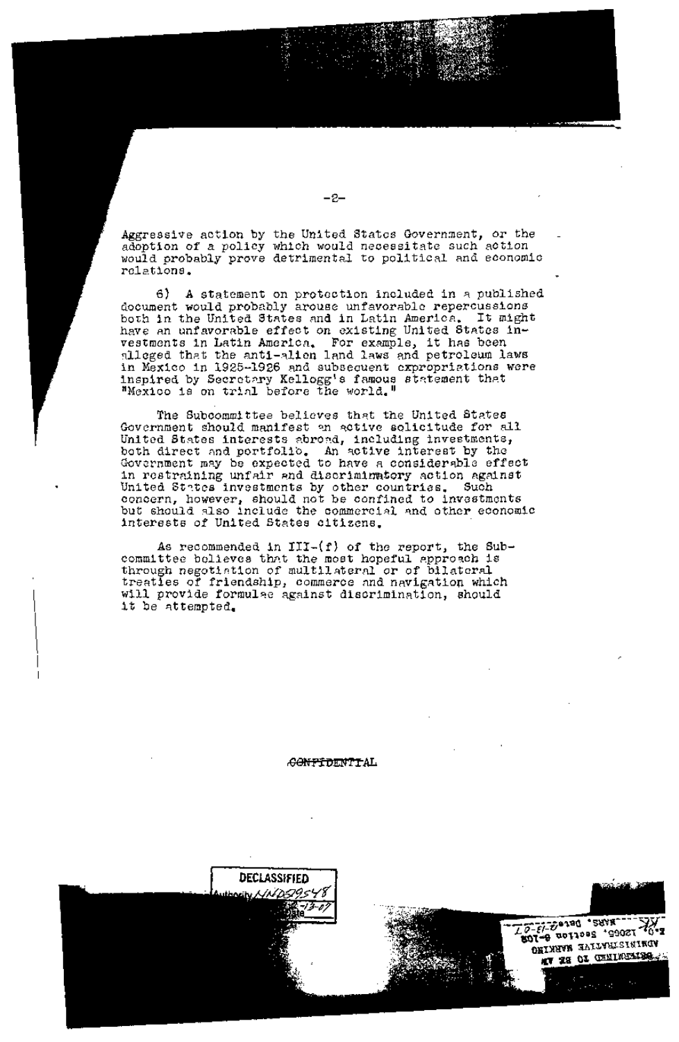Aggressive action by the United States Government, or the adoption of a policy which would necessitate such action would probably prove detrimental to political and economic relations.

6) A statement on protection included in a published document would probably arouse unfavorable repercussions both in the United States and in Latin America. It might have an unfavorable effect on existing United States investments in Latin America. For example, it has been alleged that the anti-alien land laws and petroleum laws in Mexico in 1925-1926 and subsequent expropriations were inspired by Secretary Kellogg's famous statement that "Mexico is on trial before the world."

The Subcommittee believes that the United States Government should manifest an active solicitude for all United States interests abroad, including investments, both direct and portfolio. An active interest by the Government may be expected to have a considerable effect in restraining unfair and discriminatory action against United States investments by other countries. Such concern, however, should not be confined to investments but should also include the commercial and other economic interests of United States citizens.

As recommended in III-(f) of the report, the Subcommittee believes that the most hopeful approach is through negotiation of multilateral or of bilateral treaties of friendship, commerce and navigation which will provide formulae against discrimination, should it be attempted.

~~CONFIDENTIAL~~

DECLASSIFIED
Authority NND29548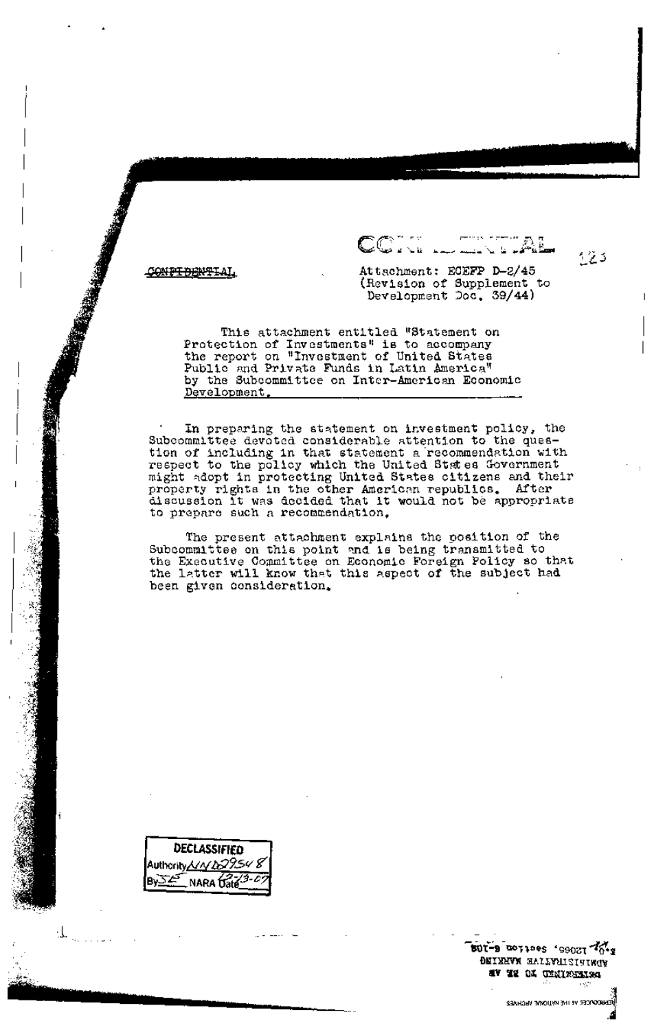~~CONFIDENTIAL~~

CONFIDENTIAL

Attachment: ECEFP D-2/45
(Revision of Supplement to
Development Doc. 39/44)

This attachment entitled "Statement on Protection of Investments" is to accompany the report on "Investment of United States Public and Private Funds in Latin America" by the Subcommittee on Inter-American Economic Development.

In preparing the statement on investment policy, the Subcommittee devoted considerable attention to the question of including in that statement a recommendation with respect to the policy which the United States Government might adopt in protecting United States citizens and their property rights in the other American republics. After discussion it was decided that it would not be appropriate to prepare such a recommendation.

The present attachment explains the position of the Subcommittee on this point and is being transmitted to the Executive Committee on Economic Foreign Policy so that the latter will know that this aspect of the subject had been given consideration.

DECLASSIFIED
Authority NND29548
By SL NARA Date 12-13-07

DETERMINED TO BE AN
ADMINISTRATIVE MARKING
E.O. 12065, Section 6-102